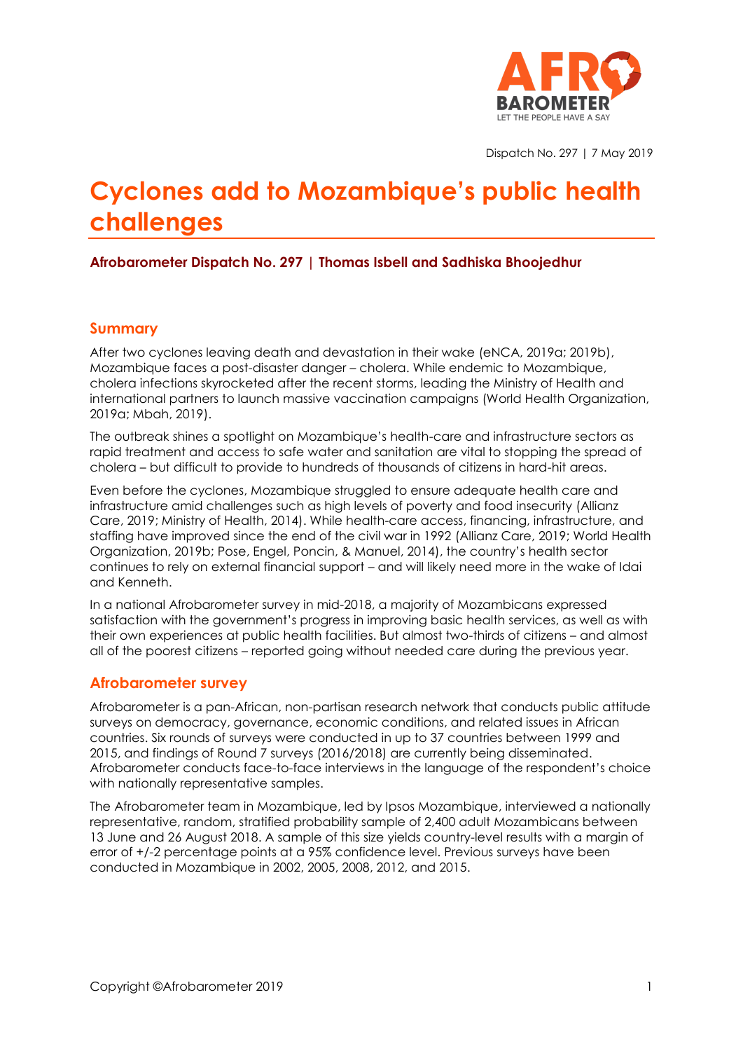Dispatch No. 297 | 7 May 2019

# Cyclones add to Mozambique's public health challenges

**Afrobarometer Dispatch No. 297 | Thomas Isbell and Sadhiska Bhoojedhur**

## Summary

After two cyclones leaving death and devastation in their wake (eNCA, 2019a; 2019b), Mozambique faces a post-disaster danger – cholera. While endemic to Mozambique, cholera infections skyrocketed after the recent storms, leading the Ministry of Health and international partners to launch massive vaccination campaigns (World Health Organization, 2019a; Mbah, 2019).

The outbreak shines a spotlight on Mozambique's health-care and infrastructure sectors as rapid treatment and access to safe water and sanitation are vital to stopping the spread of cholera – but difficult to provide to hundreds of thousands of citizens in hard-hit areas.

Even before the cyclones, Mozambique struggled to ensure adequate health care and infrastructure amid challenges such as high levels of poverty and food insecurity (Allianz Care, 2019; Ministry of Health, 2014). While health-care access, financing, infrastructure, and staffing have improved since the end of the civil war in 1992 (Allianz Care, 2019; World Health Organization, 2019b; Pose, Engel, Poncin, & Manuel, 2014), the country's health sector continues to rely on external financial support – and will likely need more in the wake of Idai and Kenneth.

In a national Afrobarometer survey in mid-2018, a majority of Mozambicans expressed satisfaction with the government's progress in improving basic health services, as well as with their own experiences at public health facilities. But almost two-thirds of citizens – and almost all of the poorest citizens – reported going without needed care during the previous year.

## Afrobarometer survey

Afrobarometer is a pan-African, non-partisan research network that conducts public attitude surveys on democracy, governance, economic conditions, and related issues in African countries. Six rounds of surveys were conducted in up to 37 countries between 1999 and 2015, and findings of Round 7 surveys (2016/2018) are currently being disseminated. Afrobarometer conducts face-to-face interviews in the language of the respondent's choice with nationally representative samples.

The Afrobarometer team in Mozambique, led by Ipsos Mozambique, interviewed a nationally representative, random, stratified probability sample of 2,400 adult Mozambicans between 13 June and 26 August 2018. A sample of this size yields country-level results with a margin of error of +/-2 percentage points at a 95% confidence level. Previous surveys have been conducted in Mozambique in 2002, 2005, 2008, 2012, and 2015.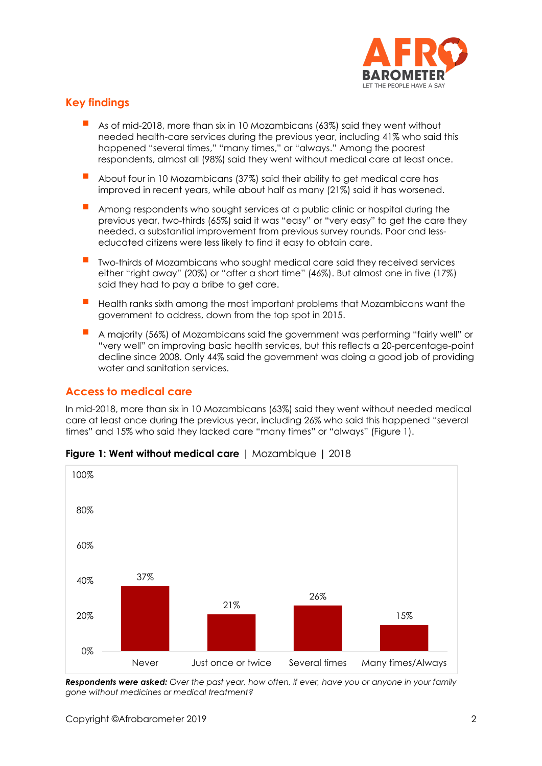## Key findings

- As of mid-2018, more than six in 10 Mozambicans (63%) said they went without needed health-care services during the previous year, including 41% who said this happened "several times," "many times," or "always." Among the poorest respondents, almost all (98%) said they went without medical care at least once.
- About four in 10 Mozambicans (37%) said their ability to get medical care has improved in recent years, while about half as many (21%) said it has worsened.
- Among respondents who sought services at a public clinic or hospital during the previous year, two-thirds (65%) said it was "easy" or "very easy" to get the care they needed, a substantial improvement from previous survey rounds. Poor and less-educated citizens were less likely to find it easy to obtain care.
- Two-thirds of Mozambicans who sought medical care said they received services either "right away" (20%) or "after a short time" (46%). But almost one in five (17%) said they had to pay a bribe to get care.
- Health ranks sixth among the most important problems that Mozambicans want the government to address, down from the top spot in 2015.
- A majority (56%) of Mozambicans said the government was performing "fairly well" or "very well" on improving basic health services, but this reflects a 20-percentage-point decline since 2008. Only 44% said the government was doing a good job of providing water and sanitation services.

## Access to medical care

In mid-2018, more than six in 10 Mozambicans (63%) said they went without needed medical care at least once during the previous year, including 26% who said this happened "several times" and 15% who said they lacked care "many times" or "always" (Figure 1).

**Figure 1: Went without medical care** | Mozambique | 2018

| Never | Just once or twice | Several times | Many times/Always |
|---|---|---|---|
| 37% | 21% | 26% | 15% |

***Respondents were asked:*** *Over the past year, how often, if ever, have you or anyone in your family gone without medicines or medical treatment?*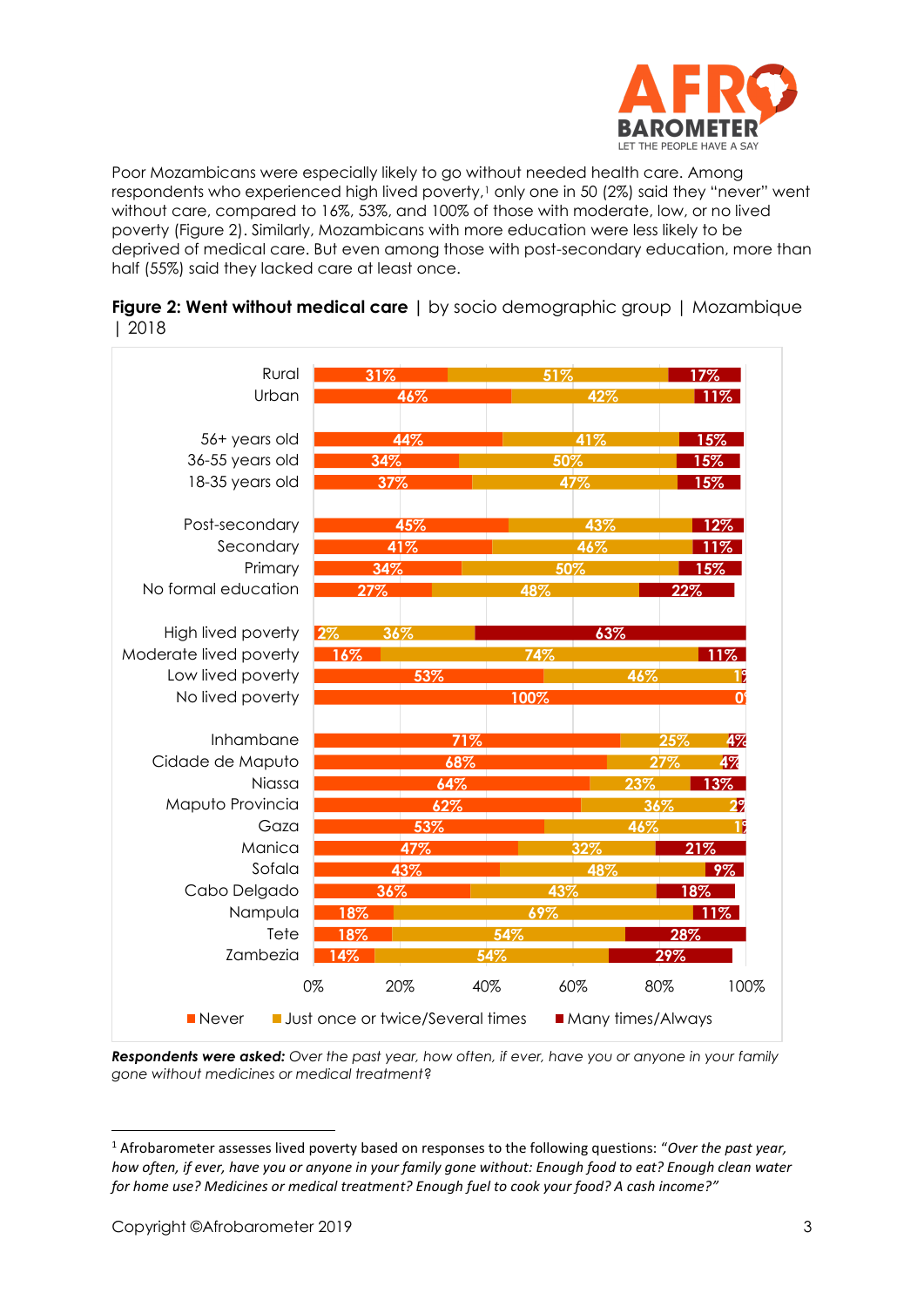Poor Mozambicans were especially likely to go without needed health care. Among respondents who experienced high lived poverty,[1] only one in 50 (2%) said they "never" went without care, compared to 16%, 53%, and 100% of those with moderate, low, or no lived poverty (Figure 2). Similarly, Mozambicans with more education were less likely to be deprived of medical care. But even among those with post-secondary education, more than half (55%) said they lacked care at least once.

**Figure 2: Went without medical care** | by socio demographic group | Mozambique | 2018

| | Never | Just once or twice/Several times | Many times/Always |
|---|---|---|---|
| Rural | 31% | 51% | 17% |
| Urban | 46% | 42% | 11% |
| 56+ years old | 44% | 41% | 15% |
| 36-55 years old | 34% | 50% | 15% |
| 18-35 years old | 37% | 47% | 15% |
| Post-secondary | 45% | 43% | 12% |
| Secondary | 41% | 46% | 11% |
| Primary | 34% | 50% | 15% |
| No formal education | 27% | 48% | 22% |
| High lived poverty | 2% | 36% | 63% |
| Moderate lived poverty | 16% | 74% | 11% |
| Low lived poverty | 53% | 46% | 1% |
| No lived poverty | 100% | 0% | |
| Inhambane | 71% | 25% | 4% |
| Cidade de Maputo | 68% | 27% | 4% |
| Niassa | 64% | 23% | 13% |
| Maputo Provincia | 62% | 36% | 2% |
| Gaza | 53% | 46% | 1% |
| Manica | 47% | 32% | 21% |
| Sofala | 43% | 48% | 9% |
| Cabo Delgado | 36% | 43% | 18% |
| Nampula | 18% | 69% | 11% |
| Tete | 18% | 54% | 28% |
| Zambezia | 14% | 54% | 29% |

***Respondents were asked:*** *Over the past year, how often, if ever, have you or anyone in your family gone without medicines or medical treatment?*

[1] Afrobarometer assesses lived poverty based on responses to the following questions: "*Over the past year, how often, if ever, have you or anyone in your family gone without: Enough food to eat? Enough clean water for home use? Medicines or medical treatment? Enough fuel to cook your food? A cash income?"*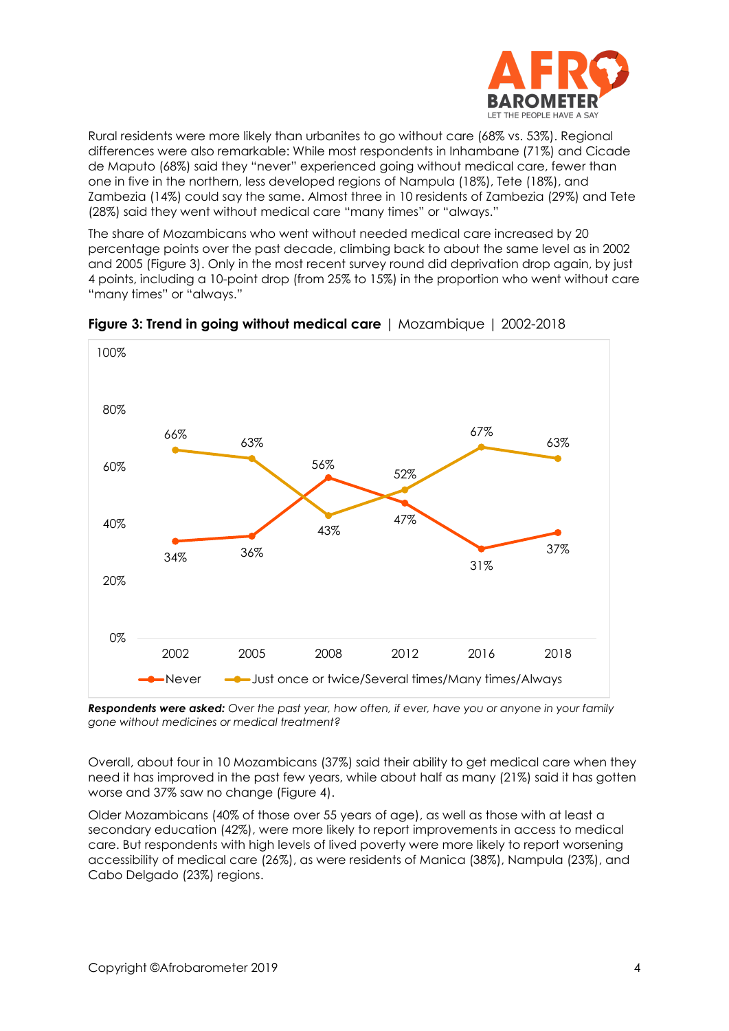Rural residents were more likely than urbanites to go without care (68% vs. 53%). Regional differences were also remarkable: While most respondents in Inhambane (71%) and Cicade de Maputo (68%) said they "never" experienced going without medical care, fewer than one in five in the northern, less developed regions of Nampula (18%), Tete (18%), and Zambezia (14%) could say the same. Almost three in 10 residents of Zambezia (29%) and Tete (28%) said they went without medical care "many times" or "always."

The share of Mozambicans who went without needed medical care increased by 20 percentage points over the past decade, climbing back to about the same level as in 2002 and 2005 (Figure 3). Only in the most recent survey round did deprivation drop again, by just 4 points, including a 10-point drop (from 25% to 15%) in the proportion who went without care "many times" or "always."

**Figure 3: Trend in going without medical care** | Mozambique | 2002-2018

| | 2002 | 2005 | 2008 | 2012 | 2016 | 2018 |
|---|---|---|---|---|---|---|
| Never | 34% | 36% | 56% | 47% | 31% | 37% |
| Just once or twice/Several times/Many times/Always | 66% | 63% | 43% | 52% | 67% | 63% |

***Respondents were asked:*** *Over the past year, how often, if ever, have you or anyone in your family gone without medicines or medical treatment?*

Overall, about four in 10 Mozambicans (37%) said their ability to get medical care when they need it has improved in the past few years, while about half as many (21%) said it has gotten worse and 37% saw no change (Figure 4).

Older Mozambicans (40% of those over 55 years of age), as well as those with at least a secondary education (42%), were more likely to report improvements in access to medical care. But respondents with high levels of lived poverty were more likely to report worsening accessibility of medical care (26%), as were residents of Manica (38%), Nampula (23%), and Cabo Delgado (23%) regions.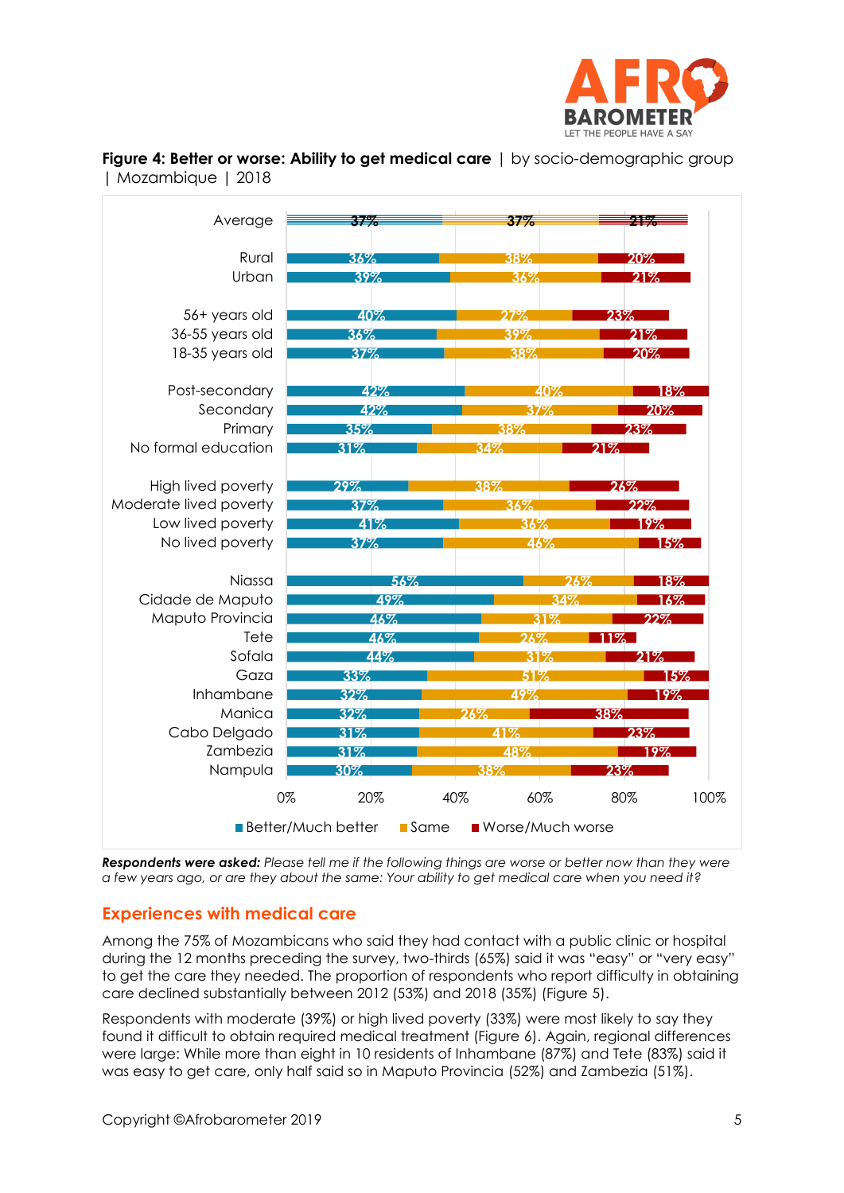**Figure 4: Better or worse: Ability to get medical care** | by socio-demographic group | Mozambique | 2018

| Group | Better/Much better | Same | Worse/Much worse |
|---|---|---|---|
| Average | 37% | 37% | 21% |
| Rural | 36% | 38% | 20% |
| Urban | 39% | 36% | 21% |
| 56+ years old | 40% | 27% | 23% |
| 36-55 years old | 36% | 39% | 21% |
| 18-35 years old | 37% | 38% | 20% |
| Post-secondary | 42% | 40% | 18% |
| Secondary | 42% | 37% | 20% |
| Primary | 35% | 38% | 23% |
| No formal education | 31% | 34% | 21% |
| High lived poverty | 29% | 38% | 26% |
| Moderate lived poverty | 37% | 36% | 22% |
| Low lived poverty | 41% | 36% | 19% |
| No lived poverty | 37% | 46% | 15% |
| Niassa | 56% | 26% | 18% |
| Cidade de Maputo | 49% | 34% | 16% |
| Maputo Provincia | 46% | 31% | 22% |
| Tete | 46% | 26% | 11% |
| Sofala | 44% | 31% | 21% |
| Gaza | 33% | 51% | 15% |
| Inhambane | 32% | 49% | 19% |
| Manica | 32% | 26% | 38% |
| Cabo Delgado | 31% | 41% | 23% |
| Zambezia | 31% | 48% | 19% |
| Nampula | 30% | 38% | 23% |

***Respondents were asked:*** *Please tell me if the following things are worse or better now than they were a few years ago, or are they about the same: Your ability to get medical care when you need it?*

## Experiences with medical care

Among the 75% of Mozambicans who said they had contact with a public clinic or hospital during the 12 months preceding the survey, two-thirds (65%) said it was "easy" or "very easy" to get the care they needed. The proportion of respondents who report difficulty in obtaining care declined substantially between 2012 (53%) and 2018 (35%) (Figure 5).

Respondents with moderate (39%) or high lived poverty (33%) were most likely to say they found it difficult to obtain required medical treatment (Figure 6). Again, regional differences were large: While more than eight in 10 residents of Inhambane (87%) and Tete (83%) said it was easy to get care, only half said so in Maputo Provincia (52%) and Zambezia (51%).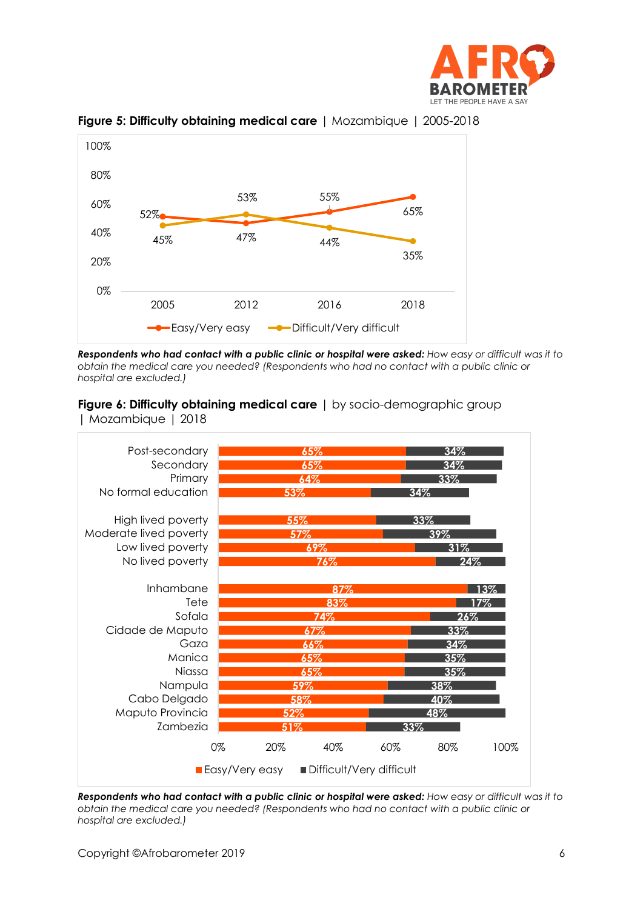**Figure 5: Difficulty obtaining medical care** | Mozambique | 2005-2018

| | 2005 | 2012 | 2016 | 2018 |
|---|---|---|---|---|
| Easy/Very easy | 52% | 47% | 55% | 65% |
| Difficult/Very difficult | 45% | 53% | 44% | 35% |

***Respondents who had contact with a public clinic or hospital were asked:*** *How easy or difficult was it to obtain the medical care you needed? (Respondents who had no contact with a public clinic or hospital are excluded.)*

**Figure 6: Difficulty obtaining medical care** | by socio-demographic group | Mozambique | 2018

| | Easy/Very easy | Difficult/Very difficult |
|---|---|---|
| Post-secondary | 65% | 34% |
| Secondary | 65% | 34% |
| Primary | 64% | 33% |
| No formal education | 53% | 34% |
| High lived poverty | 55% | 33% |
| Moderate lived poverty | 57% | 39% |
| Low lived poverty | 69% | 31% |
| No lived poverty | 76% | 24% |
| Inhambane | 87% | 13% |
| Tete | 83% | 17% |
| Sofala | 74% | 26% |
| Cidade de Maputo | 67% | 33% |
| Gaza | 66% | 34% |
| Manica | 65% | 35% |
| Niassa | 65% | 35% |
| Nampula | 59% | 38% |
| Cabo Delgado | 58% | 40% |
| Maputo Provincia | 52% | 48% |
| Zambezia | 51% | 33% |

***Respondents who had contact with a public clinic or hospital were asked:*** *How easy or difficult was it to obtain the medical care you needed? (Respondents who had no contact with a public clinic or hospital are excluded.)*

Copyright ©Afrobarometer 2019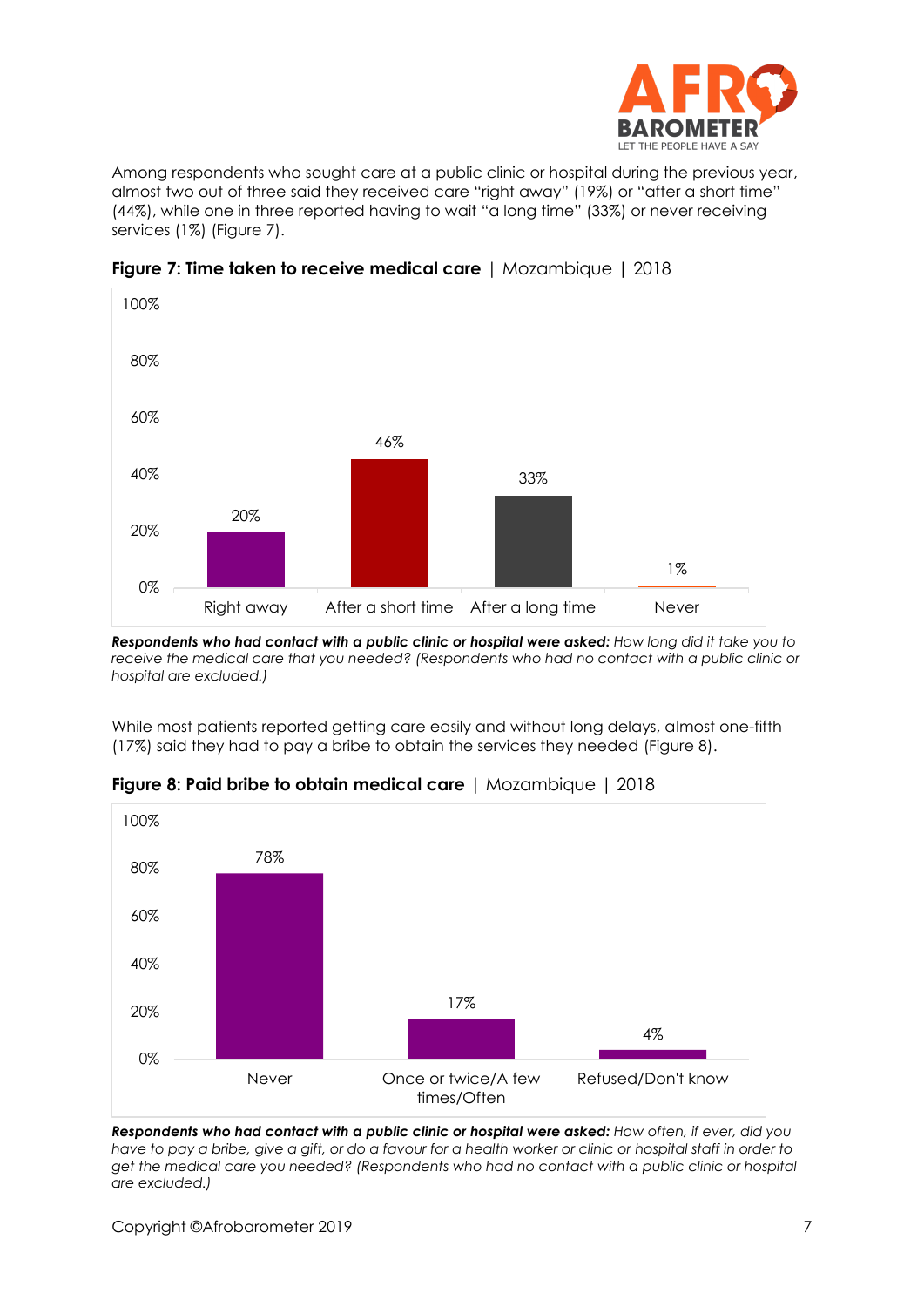Among respondents who sought care at a public clinic or hospital during the previous year, almost two out of three said they received care "right away" (19%) or "after a short time" (44%), while one in three reported having to wait "a long time" (33%) or never receiving services (1%) (Figure 7).

**Figure 7: Time taken to receive medical care** | Mozambique | 2018

| Right away | After a short time | After a long time | Never |
|---|---|---|---|
| 20% | 46% | 33% | 1% |

***Respondents who had contact with a public clinic or hospital were asked:*** *How long did it take you to receive the medical care that you needed? (Respondents who had no contact with a public clinic or hospital are excluded.)*

While most patients reported getting care easily and without long delays, almost one-fifth (17%) said they had to pay a bribe to obtain the services they needed (Figure 8).

**Figure 8: Paid bribe to obtain medical care** | Mozambique | 2018

| Never | Once or twice/A few times/Often | Refused/Don't know |
|---|---|---|
| 78% | 17% | 4% |

***Respondents who had contact with a public clinic or hospital were asked:*** *How often, if ever, did you have to pay a bribe, give a gift, or do a favour for a health worker or clinic or hospital staff in order to get the medical care you needed? (Respondents who had no contact with a public clinic or hospital are excluded.)*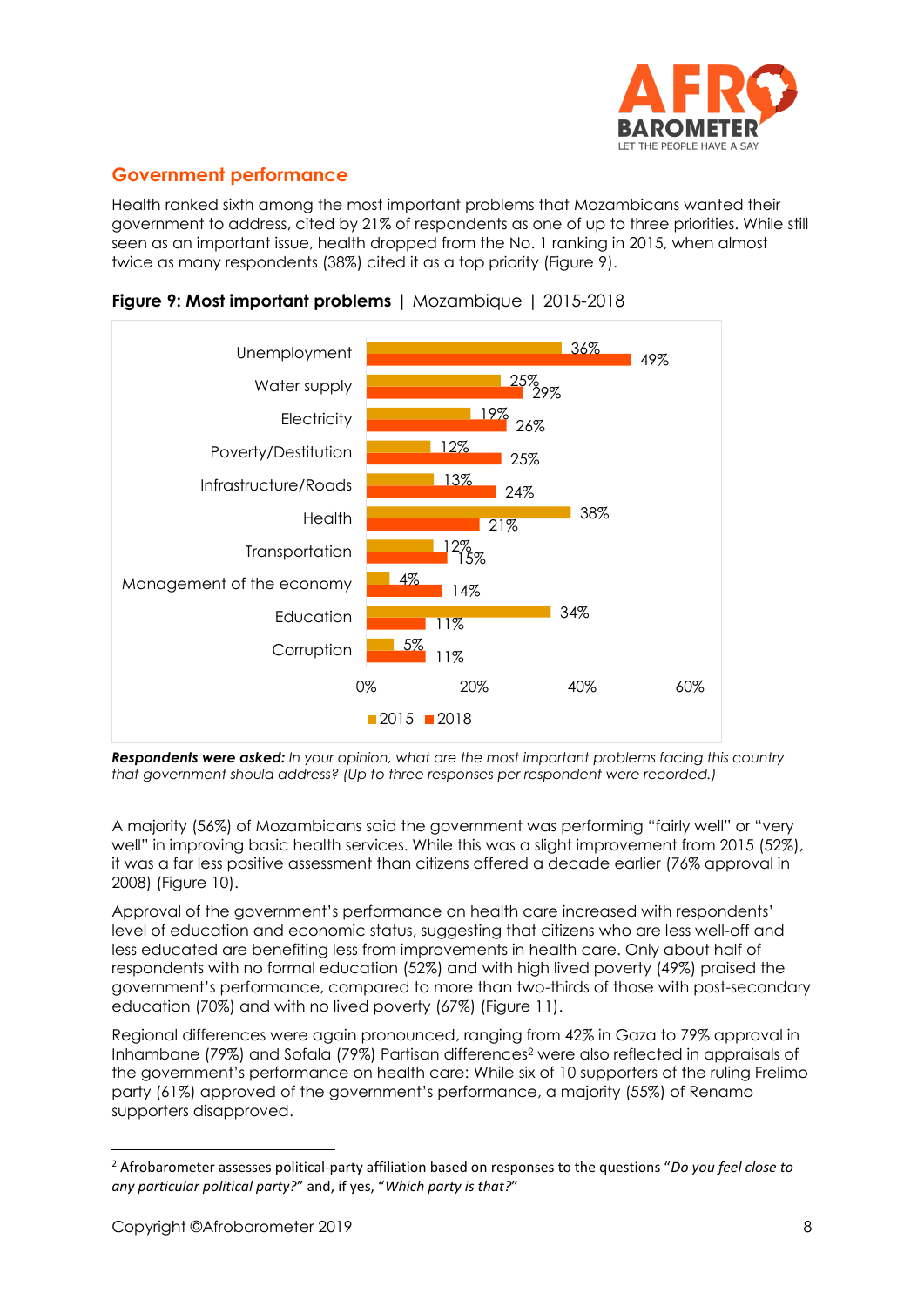## Government performance

Health ranked sixth among the most important problems that Mozambicans wanted their government to address, cited by 21% of respondents as one of up to three priorities. While still seen as an important issue, health dropped from the No. 1 ranking in 2015, when almost twice as many respondents (38%) cited it as a top priority (Figure 9).

**Figure 9: Most important problems** | Mozambique | 2015-2018

| Problem | 2015 | 2018 |
|---|---|---|
| Unemployment | 36% | 49% |
| Water supply | 25% | 29% |
| Electricity | 19% | 26% |
| Poverty/Destitution | 12% | 25% |
| Infrastructure/Roads | 13% | 24% |
| Health | 38% | 21% |
| Transportation | 12% | 15% |
| Management of the economy | 4% | 14% |
| Education | 34% | 11% |
| Corruption | 5% | 11% |

***Respondents were asked:*** *In your opinion, what are the most important problems facing this country that government should address? (Up to three responses per respondent were recorded.)*

A majority (56%) of Mozambicans said the government was performing "fairly well" or "very well" in improving basic health services. While this was a slight improvement from 2015 (52%), it was a far less positive assessment than citizens offered a decade earlier (76% approval in 2008) (Figure 10).

Approval of the government's performance on health care increased with respondents' level of education and economic status, suggesting that citizens who are less well-off and less educated are benefiting less from improvements in health care. Only about half of respondents with no formal education (52%) and with high lived poverty (49%) praised the government's performance, compared to more than two-thirds of those with post-secondary education (70%) and with no lived poverty (67%) (Figure 11).

Regional differences were again pronounced, ranging from 42% in Gaza to 79% approval in Inhambane (79%) and Sofala (79%) Partisan differences[2] were also reflected in appraisals of the government's performance on health care: While six of 10 supporters of the ruling Frelimo party (61%) approved of the government's performance, a majority (55%) of Renamo supporters disapproved.

[2] Afrobarometer assesses political-party affiliation based on responses to the questions "*Do you feel close to any particular political party?*" and, if yes, "*Which party is that?*"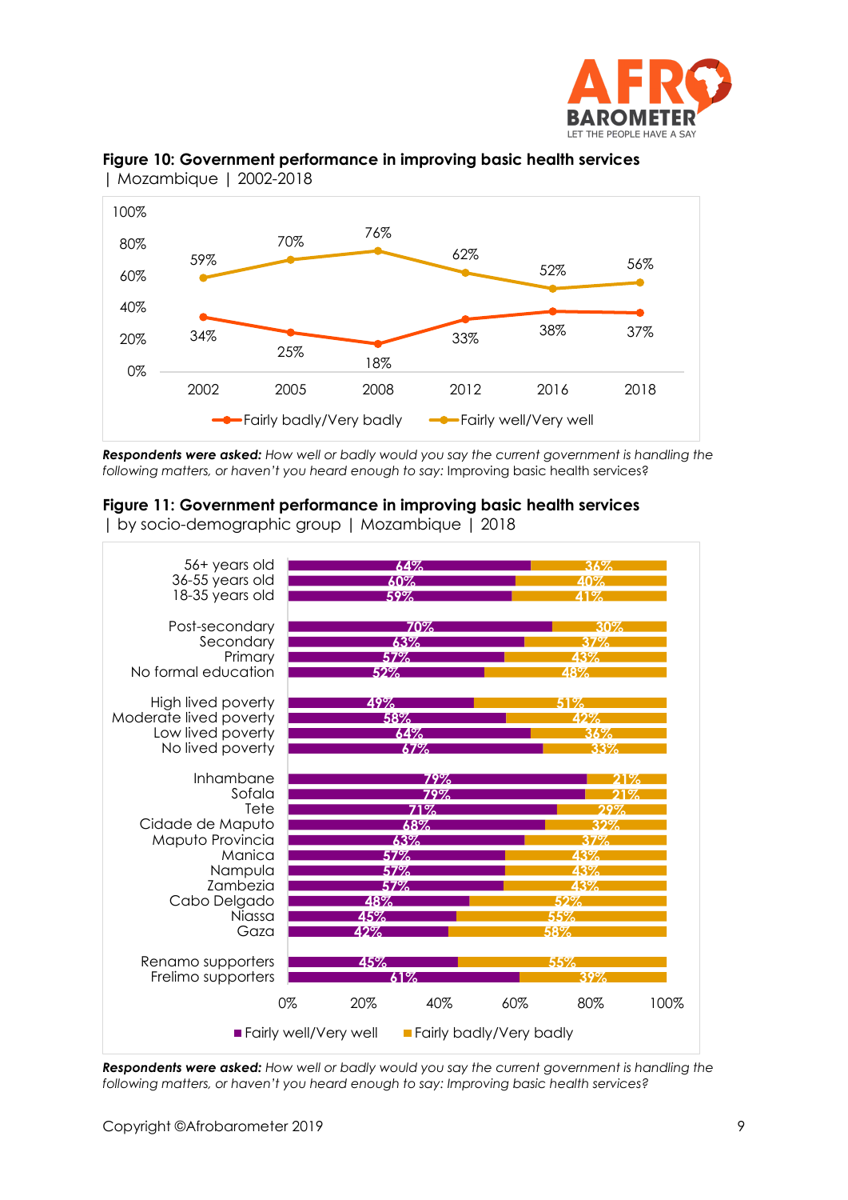**Figure 10: Government performance in improving basic health services** | Mozambique | 2002-2018

| Year | Fairly badly/Very badly | Fairly well/Very well |
|---|---|---|
| 2002 | 34% | 59% |
| 2005 | 25% | 70% |
| 2008 | 18% | 76% |
| 2012 | 33% | 62% |
| 2016 | 38% | 52% |
| 2018 | 37% | 56% |

***Respondents were asked:*** *How well or badly would you say the current government is handling the following matters, or haven't you heard enough to say:* Improving basic health services?

**Figure 11: Government performance in improving basic health services** | by socio-demographic group | Mozambique | 2018

| Group | Fairly well/Very well | Fairly badly/Very badly |
|---|---|---|
| 56+ years old | 64% | 36% |
| 36-55 years old | 60% | 40% |
| 18-35 years old | 59% | 41% |
| Post-secondary | 70% | 30% |
| Secondary | 63% | 37% |
| Primary | 57% | 43% |
| No formal education | 52% | 48% |
| High lived poverty | 49% | 51% |
| Moderate lived poverty | 58% | 42% |
| Low lived poverty | 64% | 36% |
| No lived poverty | 67% | 33% |
| Inhambane | 79% | 21% |
| Sofala | 79% | 21% |
| Tete | 71% | 29% |
| Cidade de Maputo | 68% | 32% |
| Maputo Provincia | 63% | 37% |
| Manica | 57% | 43% |
| Nampula | 57% | 43% |
| Zambezia | 57% | 43% |
| Cabo Delgado | 48% | 52% |
| Niassa | 45% | 55% |
| Gaza | 42% | 58% |
| Renamo supporters | 45% | 55% |
| Frelimo supporters | 61% | 39% |

***Respondents were asked:*** *How well or badly would you say the current government is handling the following matters, or haven't you heard enough to say: Improving basic health services?*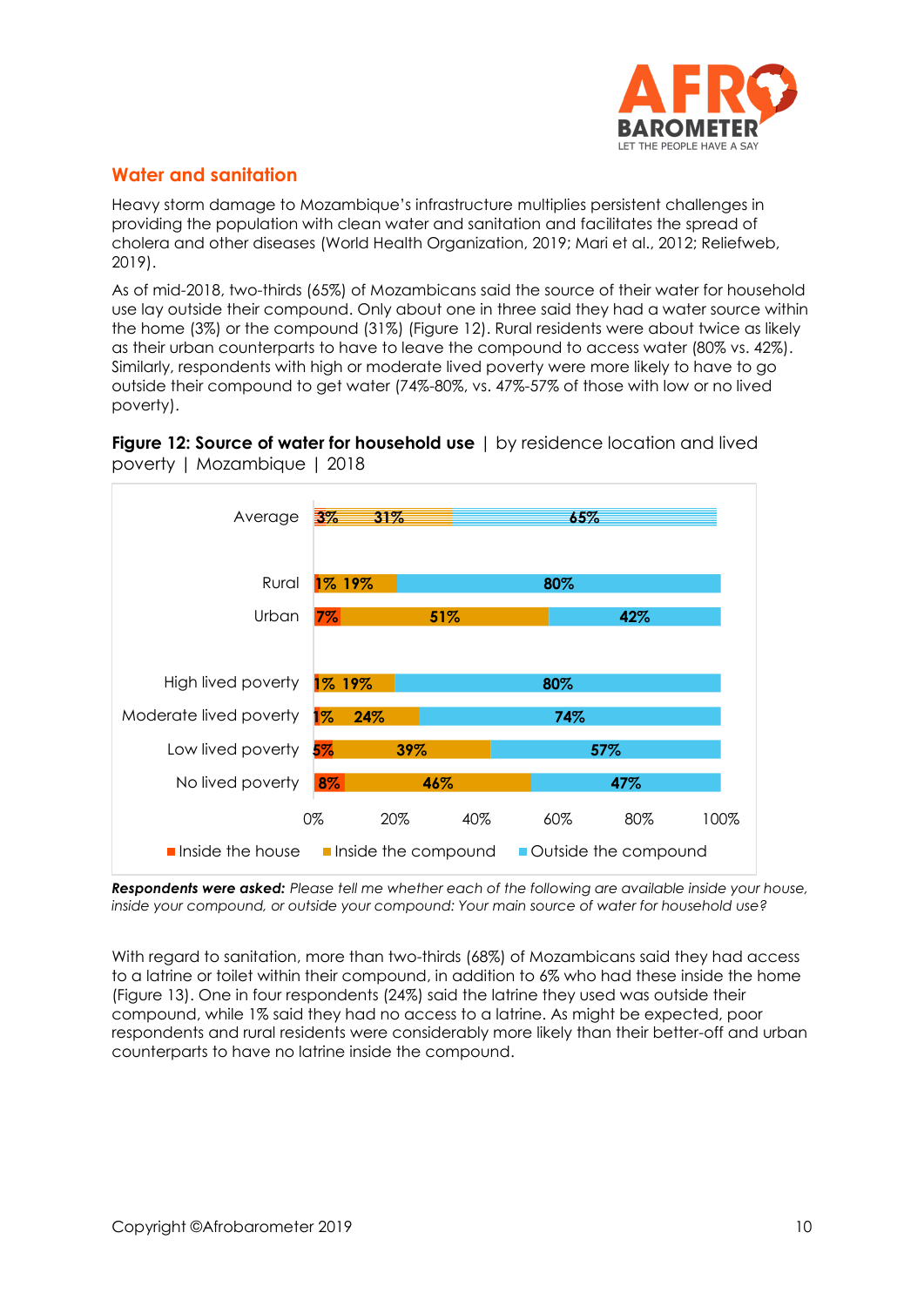## Water and sanitation

Heavy storm damage to Mozambique's infrastructure multiplies persistent challenges in providing the population with clean water and sanitation and facilitates the spread of cholera and other diseases (World Health Organization, 2019; Mari et al., 2012; Reliefweb, 2019).

As of mid-2018, two-thirds (65%) of Mozambicans said the source of their water for household use lay outside their compound. Only about one in three said they had a water source within the home (3%) or the compound (31%) (Figure 12). Rural residents were about twice as likely as their urban counterparts to have to leave the compound to access water (80% vs. 42%). Similarly, respondents with high or moderate lived poverty were more likely to have to go outside their compound to get water (74%-80%, vs. 47%-57% of those with low or no lived poverty).

**Figure 12: Source of water for household use** | by residence location and lived poverty | Mozambique | 2018

| | Inside the house | Inside the compound | Outside the compound |
|---|---|---|---|
| Average | 3% | 31% | 65% |
| Rural | 1% | 19% | 80% |
| Urban | 7% | 51% | 42% |
| High lived poverty | 1% | 19% | 80% |
| Moderate lived poverty | 1% | 24% | 74% |
| Low lived poverty | 5% | 39% | 57% |
| No lived poverty | 8% | 46% | 47% |

***Respondents were asked:*** *Please tell me whether each of the following are available inside your house, inside your compound, or outside your compound: Your main source of water for household use?*

With regard to sanitation, more than two-thirds (68%) of Mozambicans said they had access to a latrine or toilet within their compound, in addition to 6% who had these inside the home (Figure 13). One in four respondents (24%) said the latrine they used was outside their compound, while 1% said they had no access to a latrine. As might be expected, poor respondents and rural residents were considerably more likely than their better-off and urban counterparts to have no latrine inside the compound.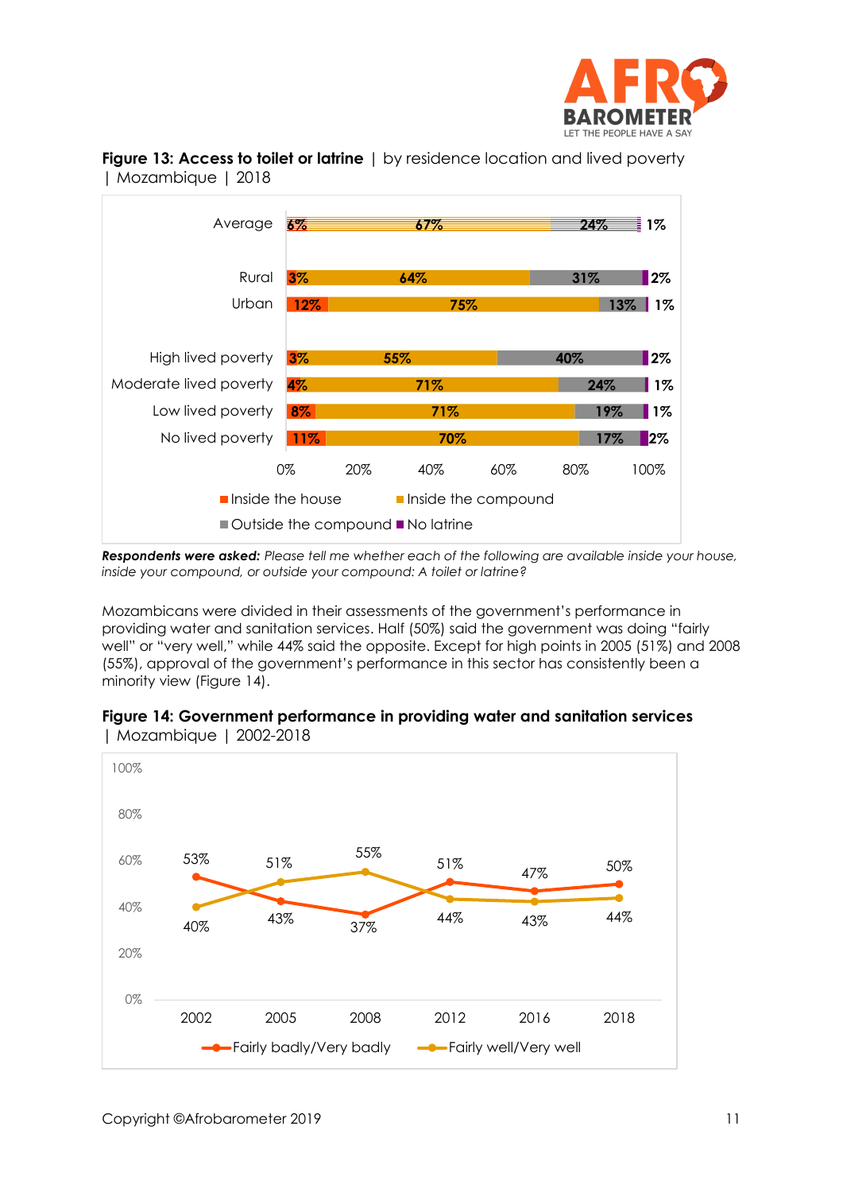**Figure 13: Access to toilet or latrine** | by residence location and lived poverty | Mozambique | 2018

| | Inside the house | Inside the compound | Outside the compound | No latrine |
|---|---|---|---|---|
| Average | 6% | 67% | 24% | 1% |
| Rural | 3% | 64% | 31% | 2% |
| Urban | 12% | 75% | 13% | 1% |
| High lived poverty | 3% | 55% | 40% | 2% |
| Moderate lived poverty | 4% | 71% | 24% | 1% |
| Low lived poverty | 8% | 71% | 19% | 1% |
| No lived poverty | 11% | 70% | 17% | 2% |

***Respondents were asked:*** *Please tell me whether each of the following are available inside your house, inside your compound, or outside your compound: A toilet or latrine?*

Mozambicans were divided in their assessments of the government's performance in providing water and sanitation services. Half (50%) said the government was doing "fairly well" or "very well," while 44% said the opposite. Except for high points in 2005 (51%) and 2008 (55%), approval of the government's performance in this sector has consistently been a minority view (Figure 14).

**Figure 14: Government performance in providing water and sanitation services** | Mozambique | 2002-2018

| | 2002 | 2005 | 2008 | 2012 | 2016 | 2018 |
|---|---|---|---|---|---|---|
| Fairly badly/Very badly | 53% | 43% | 37% | 51% | 47% | 50% |
| Fairly well/Very well | 40% | 51% | 55% | 44% | 43% | 44% |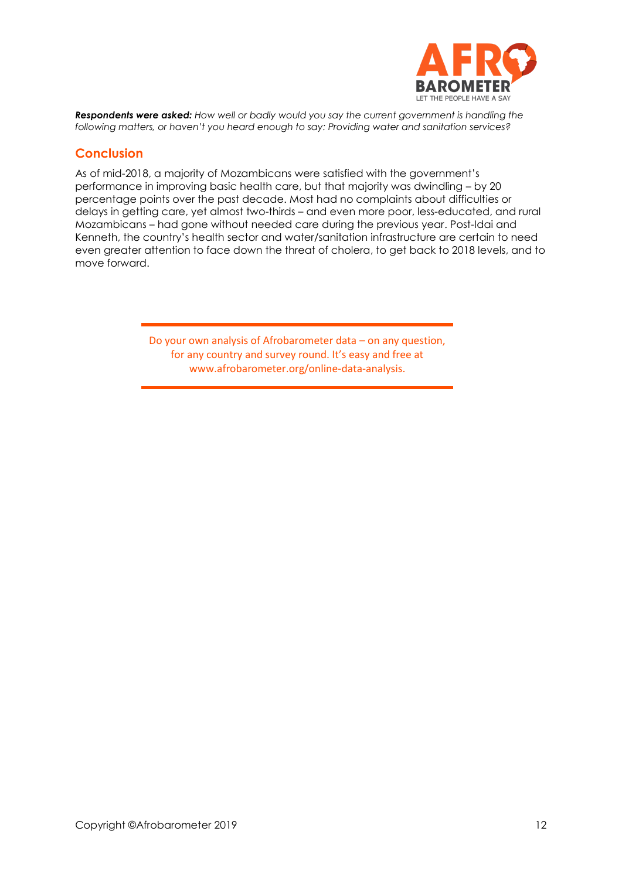***Respondents were asked:*** *How well or badly would you say the current government is handling the following matters, or haven't you heard enough to say: Providing water and sanitation services?*

## Conclusion

As of mid-2018, a majority of Mozambicans were satisfied with the government's performance in improving basic health care, but that majority was dwindling – by 20 percentage points over the past decade. Most had no complaints about difficulties or delays in getting care, yet almost two-thirds – and even more poor, less-educated, and rural Mozambicans – had gone without needed care during the previous year. Post-Idai and Kenneth, the country's health sector and water/sanitation infrastructure are certain to need even greater attention to face down the threat of cholera, to get back to 2018 levels, and to move forward.

Do your own analysis of Afrobarometer data – on any question, for any country and survey round. It's easy and free at www.afrobarometer.org/online-data-analysis.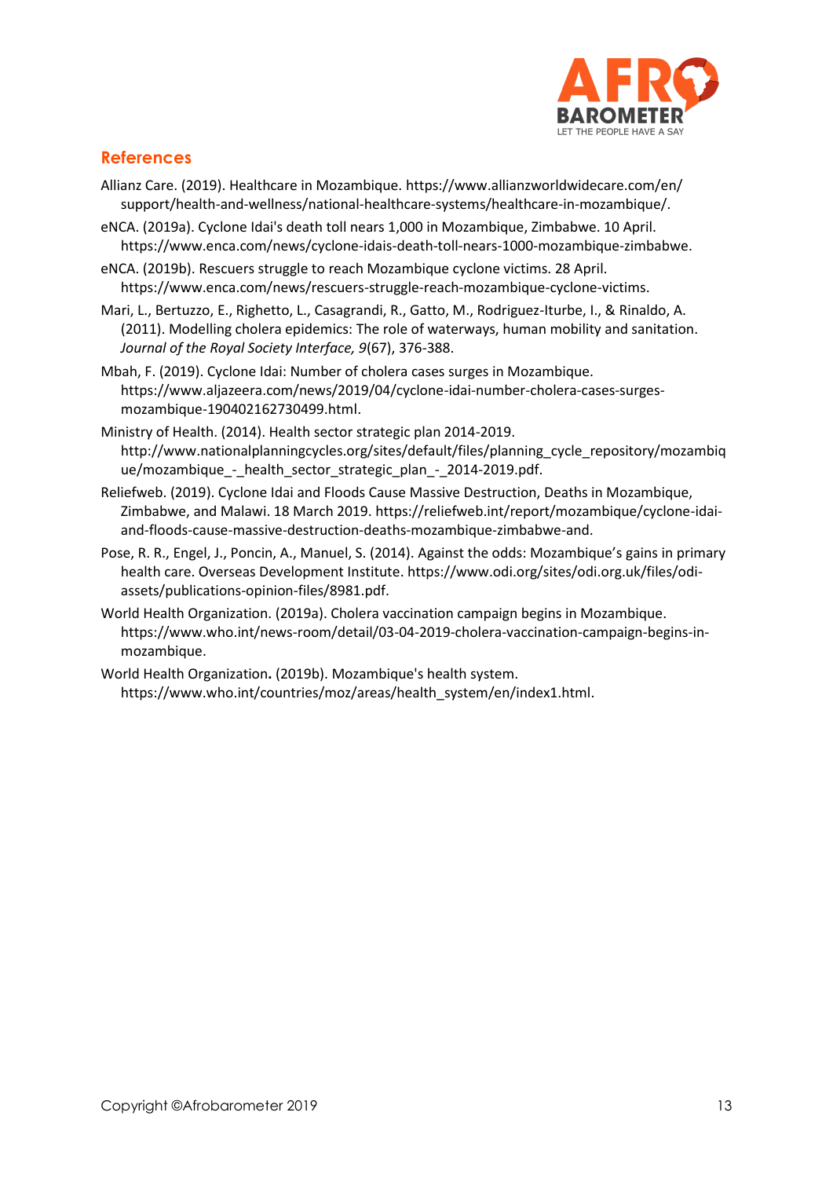## References

Allianz Care. (2019). Healthcare in Mozambique. https://www.allianzworldwidecare.com/en/support/health-and-wellness/national-healthcare-systems/healthcare-in-mozambique/.

eNCA. (2019a). Cyclone Idai's death toll nears 1,000 in Mozambique, Zimbabwe. 10 April. https://www.enca.com/news/cyclone-idais-death-toll-nears-1000-mozambique-zimbabwe.

eNCA. (2019b). Rescuers struggle to reach Mozambique cyclone victims. 28 April. https://www.enca.com/news/rescuers-struggle-reach-mozambique-cyclone-victims.

Mari, L., Bertuzzo, E., Righetto, L., Casagrandi, R., Gatto, M., Rodriguez-Iturbe, I., & Rinaldo, A. (2011). Modelling cholera epidemics: The role of waterways, human mobility and sanitation. *Journal of the Royal Society Interface, 9*(67), 376-388.

Mbah, F. (2019). Cyclone Idai: Number of cholera cases surges in Mozambique. https://www.aljazeera.com/news/2019/04/cyclone-idai-number-cholera-cases-surges-mozambique-190402162730499.html.

Ministry of Health. (2014). Health sector strategic plan 2014-2019. http://www.nationalplanningcycles.org/sites/default/files/planning_cycle_repository/mozambique/mozambique_-_health_sector_strategic_plan_-_2014-2019.pdf.

Reliefweb. (2019). Cyclone Idai and Floods Cause Massive Destruction, Deaths in Mozambique, Zimbabwe, and Malawi. 18 March 2019. https://reliefweb.int/report/mozambique/cyclone-idai-and-floods-cause-massive-destruction-deaths-mozambique-zimbabwe-and.

Pose, R. R., Engel, J., Poncin, A., Manuel, S. (2014). Against the odds: Mozambique's gains in primary health care. Overseas Development Institute. https://www.odi.org/sites/odi.org.uk/files/odi-assets/publications-opinion-files/8981.pdf.

World Health Organization. (2019a). Cholera vaccination campaign begins in Mozambique. https://www.who.int/news-room/detail/03-04-2019-cholera-vaccination-campaign-begins-in-mozambique.

World Health Organization**.** (2019b). Mozambique's health system. https://www.who.int/countries/moz/areas/health_system/en/index1.html.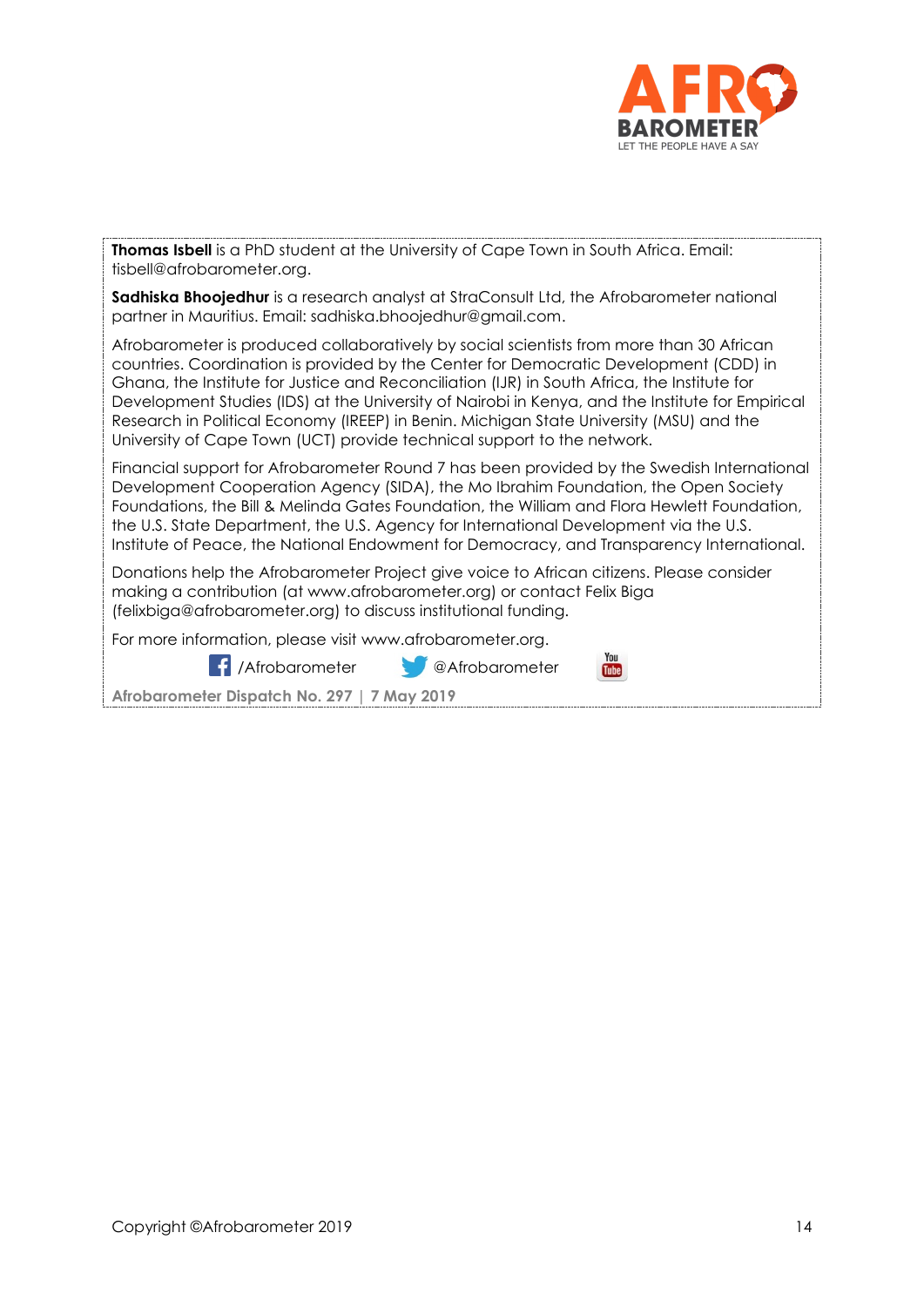**Thomas Isbell** is a PhD student at the University of Cape Town in South Africa. Email: tisbell@afrobarometer.org.

**Sadhiska Bhoojedhur** is a research analyst at StraConsult Ltd, the Afrobarometer national partner in Mauritius. Email: sadhiska.bhoojedhur@gmail.com.

Afrobarometer is produced collaboratively by social scientists from more than 30 African countries. Coordination is provided by the Center for Democratic Development (CDD) in Ghana, the Institute for Justice and Reconciliation (IJR) in South Africa, the Institute for Development Studies (IDS) at the University of Nairobi in Kenya, and the Institute for Empirical Research in Political Economy (IREEP) in Benin. Michigan State University (MSU) and the University of Cape Town (UCT) provide technical support to the network.

Financial support for Afrobarometer Round 7 has been provided by the Swedish International Development Cooperation Agency (SIDA), the Mo Ibrahim Foundation, the Open Society Foundations, the Bill & Melinda Gates Foundation, the William and Flora Hewlett Foundation, the U.S. State Department, the U.S. Agency for International Development via the U.S. Institute of Peace, the National Endowment for Democracy, and Transparency International.

Donations help the Afrobarometer Project give voice to African citizens. Please consider making a contribution (at www.afrobarometer.org) or contact Felix Biga (felixbiga@afrobarometer.org) to discuss institutional funding.

For more information, please visit www.afrobarometer.org.

/Afrobarometer @Afrobarometer

**Afrobarometer Dispatch No. 297 | 7 May 2019**